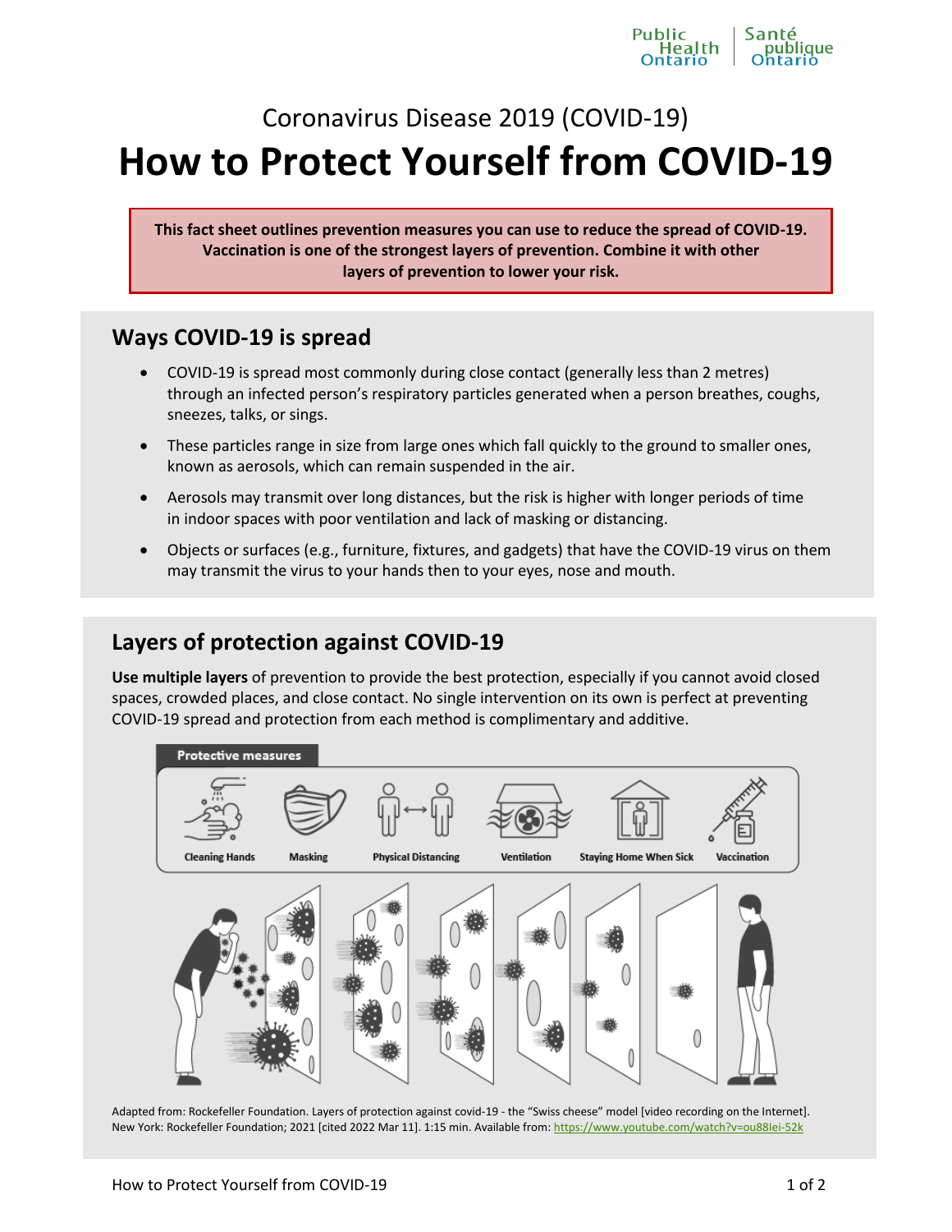Public Health Ontario | Santé publique Ontario

Coronavirus Disease 2019 (COVID-19)

# How to Protect Yourself from COVID-19

**This fact sheet outlines prevention measures you can use to reduce the spread of COVID-19. Vaccination is one of the strongest layers of prevention. Combine it with other layers of prevention to lower your risk.**

## Ways COVID-19 is spread

- COVID-19 is spread most commonly during close contact (generally less than 2 metres) through an infected person's respiratory particles generated when a person breathes, coughs, sneezes, talks, or sings.
- These particles range in size from large ones which fall quickly to the ground to smaller ones, known as aerosols, which can remain suspended in the air.
- Aerosols may transmit over long distances, but the risk is higher with longer periods of time in indoor spaces with poor ventilation and lack of masking or distancing.
- Objects or surfaces (e.g., furniture, fixtures, and gadgets) that have the COVID-19 virus on them may transmit the virus to your hands then to your eyes, nose and mouth.

## Layers of protection against COVID-19

**Use multiple layers** of prevention to provide the best protection, especially if you cannot avoid closed spaces, crowded places, and close contact. No single intervention on its own is perfect at preventing COVID-19 spread and protection from each method is complimentary and additive.

Protective measures

Cleaning Hands

Masking

Physical Distancing

Ventilation

Staying Home When Sick

Vaccination

Adapted from: Rockefeller Foundation. Layers of protection against covid-19 - the "Swiss cheese" model [video recording on the Internet]. New York: Rockefeller Foundation; 2021 [cited 2022 Mar 11]. 1:15 min. Available from: https://www.youtube.com/watch?v=ou88Iei-52k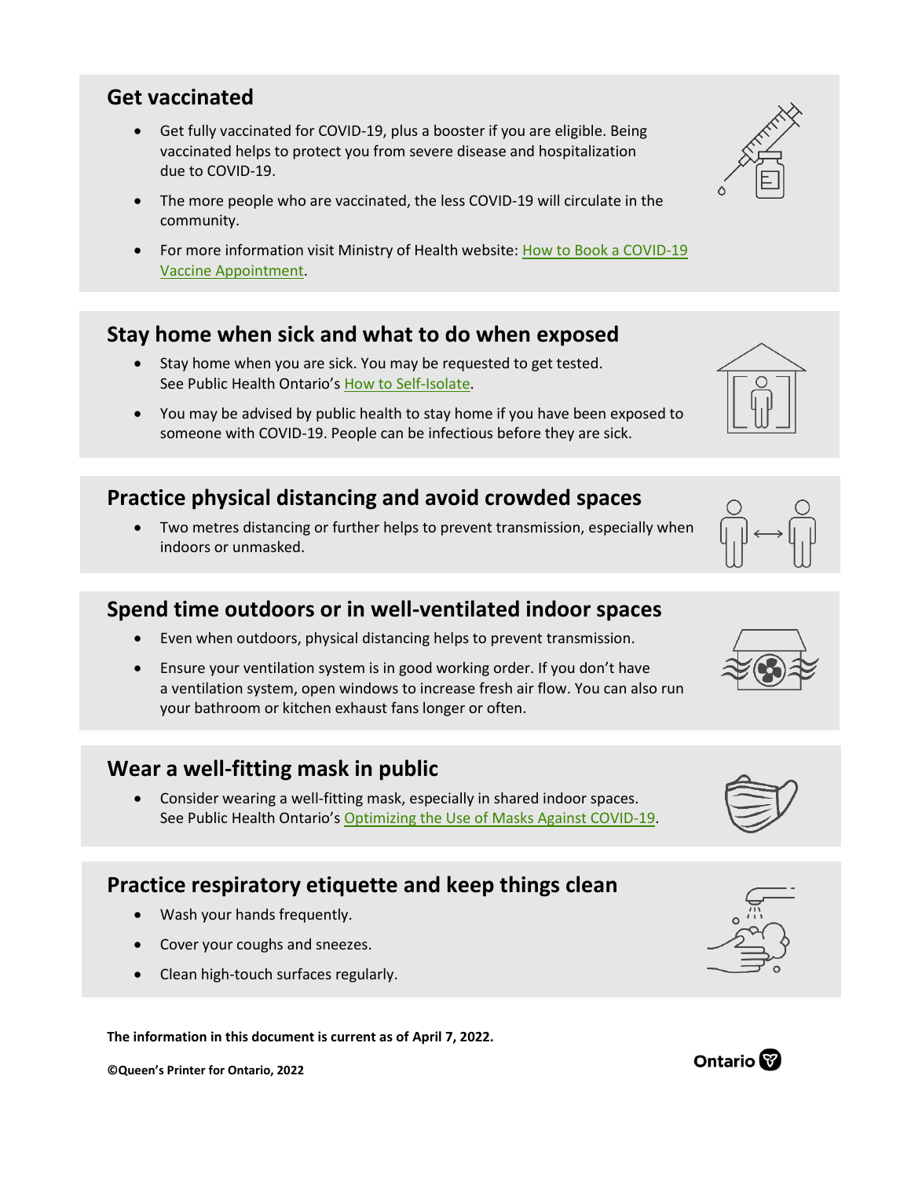## Get vaccinated

- Get fully vaccinated for COVID-19, plus a booster if you are eligible. Being vaccinated helps to protect you from severe disease and hospitalization due to COVID-19.
- The more people who are vaccinated, the less COVID-19 will circulate in the community.
- For more information visit Ministry of Health website: How to Book a COVID-19 Vaccine Appointment.

## Stay home when sick and what to do when exposed

- Stay home when you are sick. You may be requested to get tested. See Public Health Ontario's How to Self-Isolate.
- You may be advised by public health to stay home if you have been exposed to someone with COVID-19. People can be infectious before they are sick.

## Practice physical distancing and avoid crowded spaces

- Two metres distancing or further helps to prevent transmission, especially when indoors or unmasked.

## Spend time outdoors or in well-ventilated indoor spaces

- Even when outdoors, physical distancing helps to prevent transmission.
- Ensure your ventilation system is in good working order. If you don't have a ventilation system, open windows to increase fresh air flow. You can also run your bathroom or kitchen exhaust fans longer or often.

## Wear a well-fitting mask in public

- Consider wearing a well-fitting mask, especially in shared indoor spaces. See Public Health Ontario's Optimizing the Use of Masks Against COVID-19.

## Practice respiratory etiquette and keep things clean

- Wash your hands frequently.
- Cover your coughs and sneezes.
- Clean high-touch surfaces regularly.

**The information in this document is current as of April 7, 2022.**

**©Queen's Printer for Ontario, 2022**

Ontario